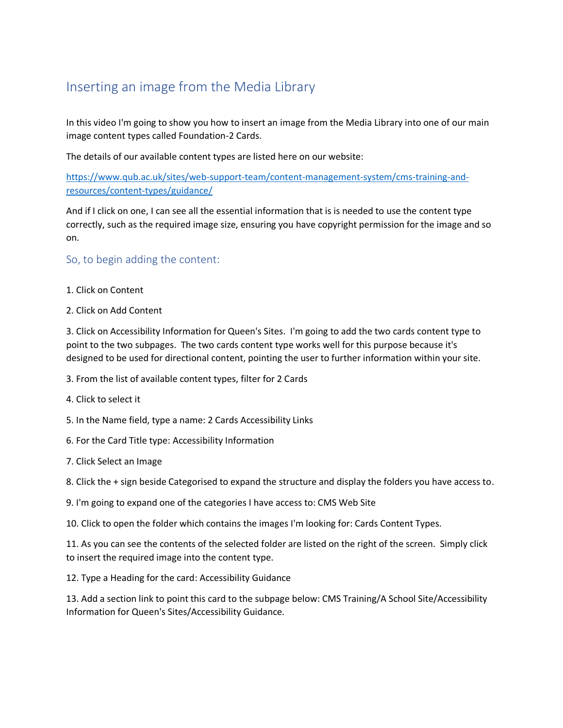# Inserting an image from the Media Library

In this video I'm going to show you how to insert an image from the Media Library into one of our main image content types called Foundation-2 Cards.

The details of our available content types are listed here on our website:

https://www.qub.ac.uk/sites/web-support-team/content-management-system/cms-training-and-resources/content-types/guidance/

And if I click on one, I can see all the essential information that is is needed to use the content type correctly, such as the required image size, ensuring you have copyright permission for the image and so on.

## So, to begin adding the content:

1. Click on Content

2. Click on Add Content

3. Click on Accessibility Information for Queen's Sites. I'm going to add the two cards content type to point to the two subpages. The two cards content type works well for this purpose because it's designed to be used for directional content, pointing the user to further information within your site.

3. From the list of available content types, filter for 2 Cards

4. Click to select it

5. In the Name field, type a name: 2 Cards Accessibility Links

6. For the Card Title type: Accessibility Information

7. Click Select an Image

8. Click the + sign beside Categorised to expand the structure and display the folders you have access to.

9. I'm going to expand one of the categories I have access to: CMS Web Site

10. Click to open the folder which contains the images I'm looking for: Cards Content Types.

11. As you can see the contents of the selected folder are listed on the right of the screen. Simply click to insert the required image into the content type.

12. Type a Heading for the card: Accessibility Guidance

13. Add a section link to point this card to the subpage below: CMS Training/A School Site/Accessibility Information for Queen's Sites/Accessibility Guidance.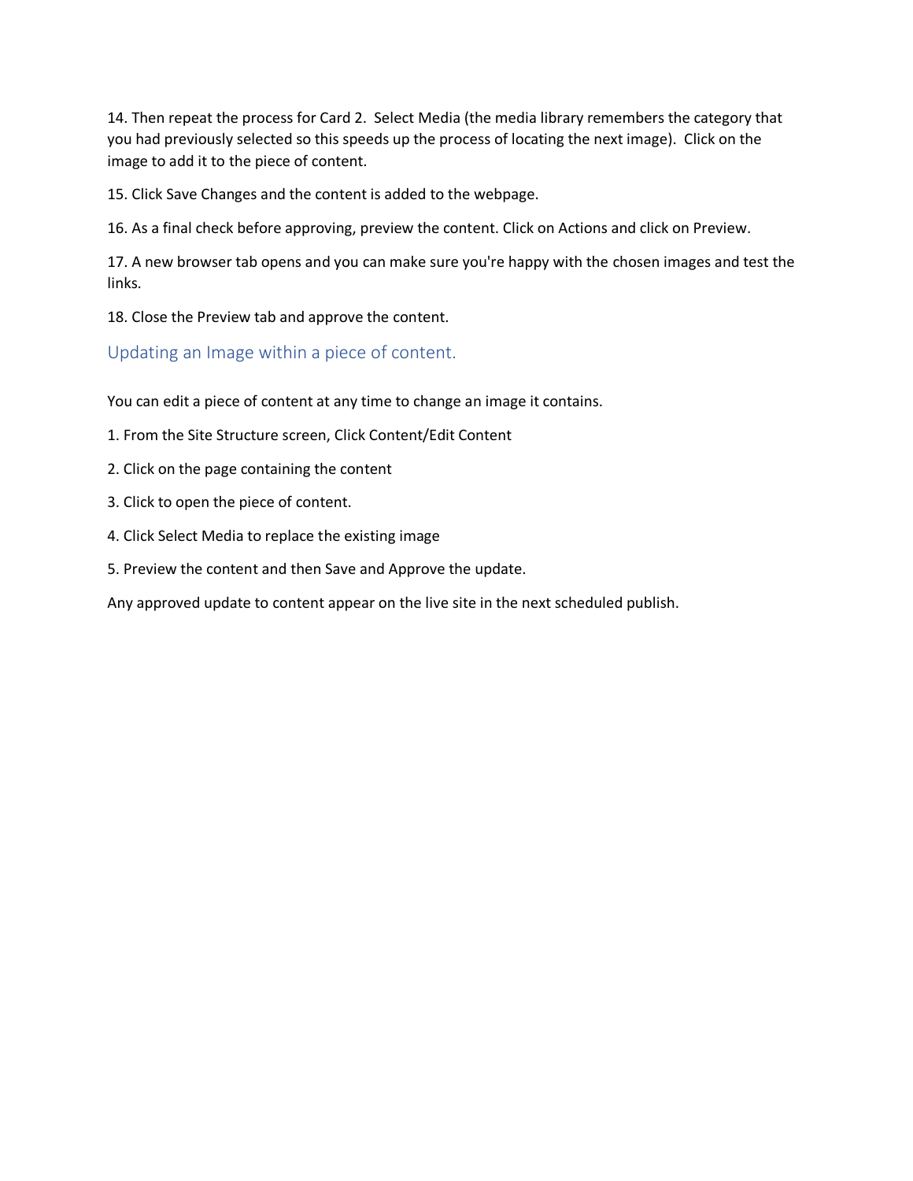14. Then repeat the process for Card 2.  Select Media (the media library remembers the category that you had previously selected so this speeds up the process of locating the next image).  Click on the image to add it to the piece of content.

15. Click Save Changes and the content is added to the webpage.

16. As a final check before approving, preview the content. Click on Actions and click on Preview.

17. A new browser tab opens and you can make sure you're happy with the chosen images and test the links.

18. Close the Preview tab and approve the content.

## Updating an Image within a piece of content.

You can edit a piece of content at any time to change an image it contains.

1. From the Site Structure screen, Click Content/Edit Content

2. Click on the page containing the content

3. Click to open the piece of content.

4. Click Select Media to replace the existing image

5. Preview the content and then Save and Approve the update.

Any approved update to content appear on the live site in the next scheduled publish.